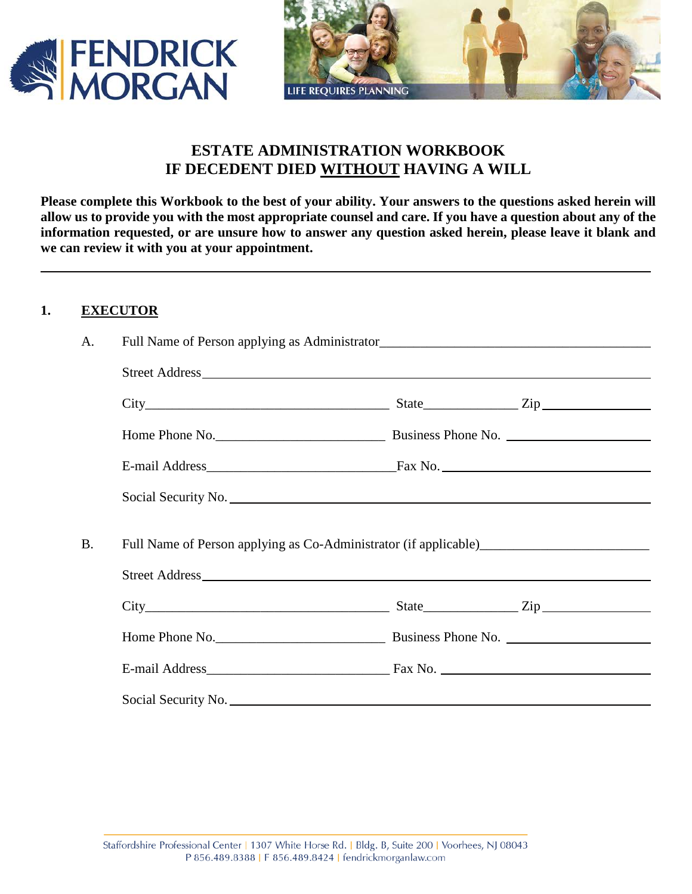FENDRICK MORGAN

LIFE REQUIRES PLANNING

# ESTATE ADMINISTRATION WORKBOOK
# IF DECEDENT DIED WITHOUT HAVING A WILL

**Please complete this Workbook to the best of your ability. Your answers to the questions asked herein will allow us to provide you with the most appropriate counsel and care. If you have a question about any of the information requested, or are unsure how to answer any question asked herein, please leave it blank and we can review it with you at your appointment.**

---

## 1. EXECUTOR

A. Full Name of Person applying as Administrator______________________

Street Address______________________

City______________________ State__________ Zip__________

Home Phone No.______________________ Business Phone No. ______________________

E-mail Address______________________ Fax No. ______________________

Social Security No. ______________________

B. Full Name of Person applying as Co-Administrator (if applicable)______________________

Street Address______________________

City______________________ State__________ Zip__________

Home Phone No.______________________ Business Phone No. ______________________

E-mail Address______________________ Fax No. ______________________

Social Security No. ______________________

Staffordshire Professional Center | 1307 White Horse Rd. | Bldg. B, Suite 200 | Voorhees, NJ 08043
P 856.489.8388 | F 856.489.8424 | fendrickmorganlaw.com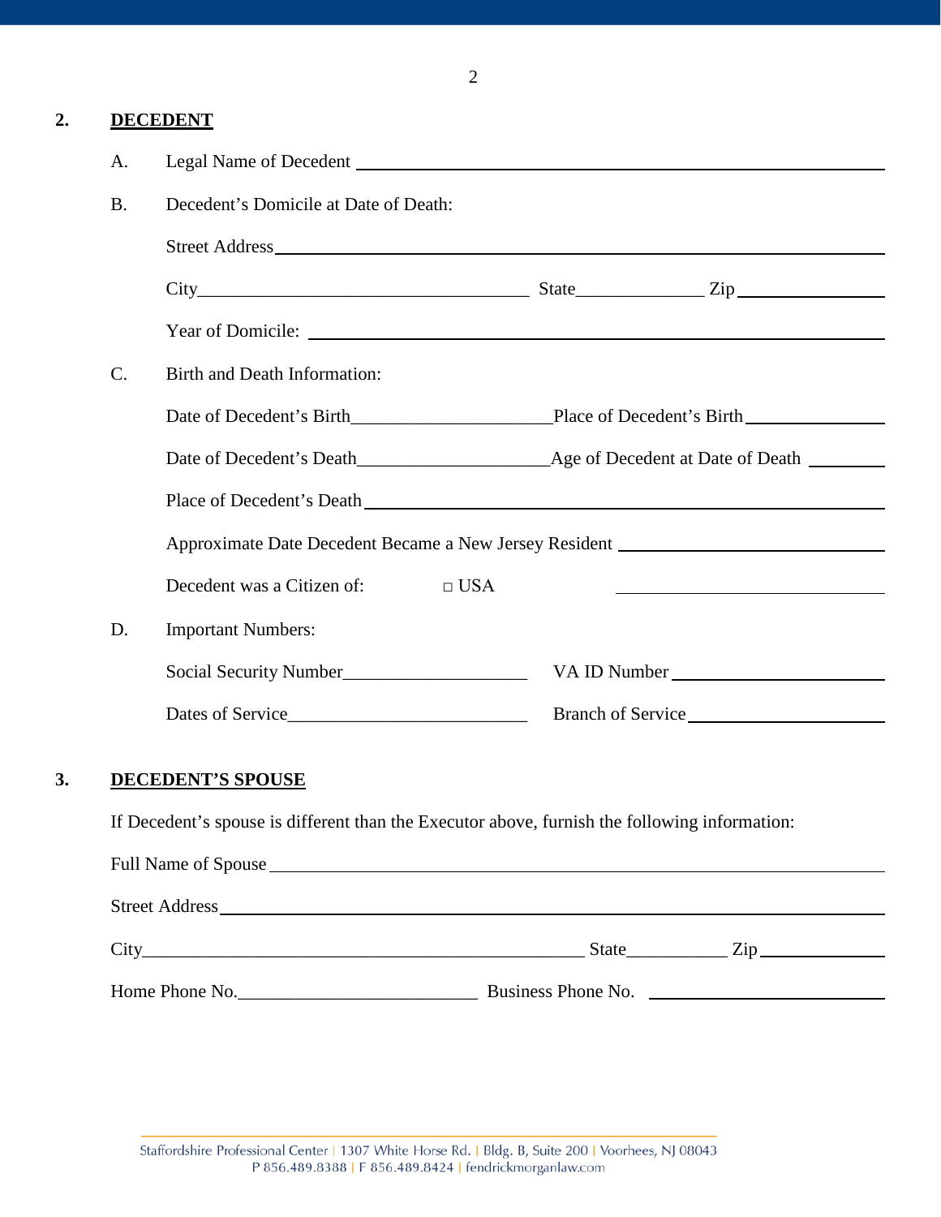## 2. DECEDENT

A. Legal Name of Decedent ____________________

B. Decedent's Domicile at Date of Death:

Street Address ____________________

City ____________________ State ____________ Zip ____________

Year of Domicile: ____________________

C. Birth and Death Information:

Date of Decedent's Birth ____________________ Place of Decedent's Birth ____________________

Date of Decedent's Death ____________________ Age of Decedent at Date of Death ____________

Place of Decedent's Death ____________________

Approximate Date Decedent Became a New Jersey Resident ____________________

Decedent was a Citizen of: □ USA ____________________

D. Important Numbers:

Social Security Number ____________________ VA ID Number ____________________

Dates of Service ____________________ Branch of Service ____________________

## 3. DECEDENT'S SPOUSE

If Decedent's spouse is different than the Executor above, furnish the following information:

Full Name of Spouse ____________________

Street Address ____________________

City ____________________ State ____________ Zip ____________

Home Phone No. ____________________ Business Phone No. ____________________

Staffordshire Professional Center | 1307 White Horse Rd. | Bldg. B, Suite 200 | Voorhees, NJ 08043
P 856.489.8388 | F 856.489.8424 | fendrickmorganlaw.com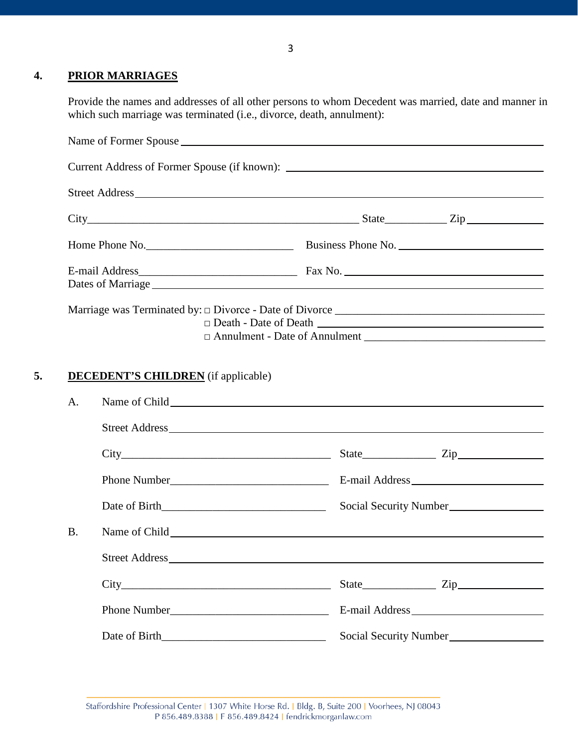## 4. PRIOR MARRIAGES

Provide the names and addresses of all other persons to whom Decedent was married, date and manner in which such marriage was terminated (i.e., divorce, death, annulment):

Name of Former Spouse ______________________________

Current Address of Former Spouse (if known): ______________________________

Street Address ______________________________

City ______________________________ State __________ Zip __________

Home Phone No. ______________________________ Business Phone No. ______________________________

E-mail Address ______________________________ Fax No. ______________________________

Dates of Marriage ______________________________

Marriage was Terminated by: □ Divorce - Date of Divorce ______________________________

□ Death - Date of Death ______________________________

□ Annulment - Date of Annulment ______________________________

## 5. DECEDENT'S CHILDREN (if applicable)

A. Name of Child ______________________________

Street Address ______________________________

City ______________________________ State __________ Zip __________

Phone Number ______________________________ E-mail Address ______________________________

Date of Birth ______________________________ Social Security Number ______________________________

B. Name of Child ______________________________

Street Address ______________________________

City ______________________________ State __________ Zip __________

Phone Number ______________________________ E-mail Address ______________________________

Date of Birth ______________________________ Social Security Number ______________________________

Staffordshire Professional Center | 1307 White Horse Rd. | Bldg. B, Suite 200 | Voorhees, NJ 08043
P 856.489.8388 | F 856.489.8424 | fendrickmorganlaw.com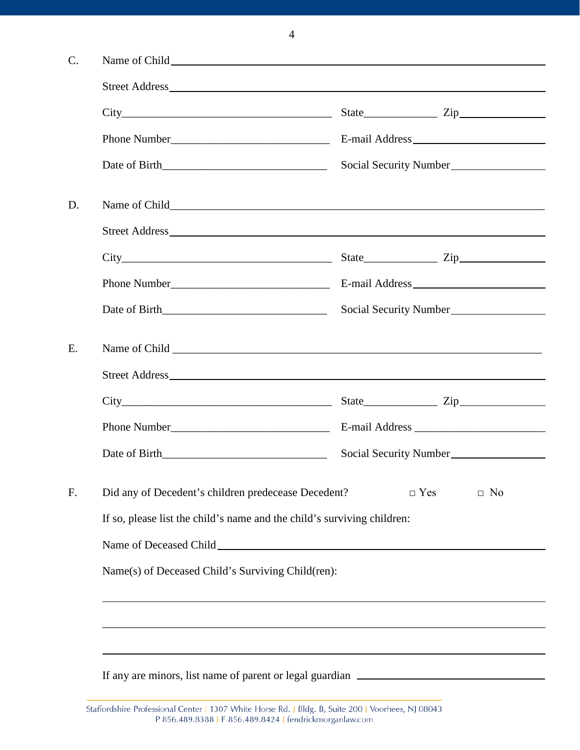C. Name of Child\_\_\_\_\_\_\_\_\_\_\_\_\_\_\_\_\_\_\_\_\_\_\_\_\_\_\_\_\_\_\_\_\_\_\_\_\_\_\_\_\_\_\_\_\_\_\_\_\_\_\_\_\_\_\_\_\_\_

Street Address\_\_\_\_\_\_\_\_\_\_\_\_\_\_\_\_\_\_\_\_\_\_\_\_\_\_\_\_\_\_\_\_\_\_\_\_\_\_\_\_\_\_\_\_\_\_\_\_\_\_\_\_\_\_\_\_\_\_

City\_\_\_\_\_\_\_\_\_\_\_\_\_\_\_\_\_\_\_\_\_\_\_\_\_\_\_\_\_\_\_\_\_\_ State\_\_\_\_\_\_\_\_\_\_\_\_ Zip\_\_\_\_\_\_\_\_\_\_\_\_\_\_

Phone Number\_\_\_\_\_\_\_\_\_\_\_\_\_\_\_\_\_\_\_\_\_\_\_\_\_\_ E-mail Address\_\_\_\_\_\_\_\_\_\_\_\_\_\_\_\_\_\_\_\_\_\_

Date of Birth\_\_\_\_\_\_\_\_\_\_\_\_\_\_\_\_\_\_\_\_\_\_\_\_\_\_\_ Social Security Number\_\_\_\_\_\_\_\_\_\_\_\_\_\_\_

D. Name of Child\_\_\_\_\_\_\_\_\_\_\_\_\_\_\_\_\_\_\_\_\_\_\_\_\_\_\_\_\_\_\_\_\_\_\_\_\_\_\_\_\_\_\_\_\_\_\_\_\_\_\_\_\_\_\_\_\_\_

Street Address\_\_\_\_\_\_\_\_\_\_\_\_\_\_\_\_\_\_\_\_\_\_\_\_\_\_\_\_\_\_\_\_\_\_\_\_\_\_\_\_\_\_\_\_\_\_\_\_\_\_\_\_\_\_\_\_\_\_

City\_\_\_\_\_\_\_\_\_\_\_\_\_\_\_\_\_\_\_\_\_\_\_\_\_\_\_\_\_\_\_\_\_\_ State\_\_\_\_\_\_\_\_\_\_\_\_ Zip\_\_\_\_\_\_\_\_\_\_\_\_\_\_

Phone Number\_\_\_\_\_\_\_\_\_\_\_\_\_\_\_\_\_\_\_\_\_\_\_\_\_\_ E-mail Address\_\_\_\_\_\_\_\_\_\_\_\_\_\_\_\_\_\_\_\_\_\_

Date of Birth\_\_\_\_\_\_\_\_\_\_\_\_\_\_\_\_\_\_\_\_\_\_\_\_\_\_\_ Social Security Number\_\_\_\_\_\_\_\_\_\_\_\_\_\_\_

E. Name of Child \_\_\_\_\_\_\_\_\_\_\_\_\_\_\_\_\_\_\_\_\_\_\_\_\_\_\_\_\_\_\_\_\_\_\_\_\_\_\_\_\_\_\_\_\_\_\_\_\_\_\_\_\_\_\_\_\_\_

Street Address\_\_\_\_\_\_\_\_\_\_\_\_\_\_\_\_\_\_\_\_\_\_\_\_\_\_\_\_\_\_\_\_\_\_\_\_\_\_\_\_\_\_\_\_\_\_\_\_\_\_\_\_\_\_\_\_\_\_

City\_\_\_\_\_\_\_\_\_\_\_\_\_\_\_\_\_\_\_\_\_\_\_\_\_\_\_\_\_\_\_\_\_\_ State\_\_\_\_\_\_\_\_\_\_\_\_ Zip\_\_\_\_\_\_\_\_\_\_\_\_\_\_

Phone Number\_\_\_\_\_\_\_\_\_\_\_\_\_\_\_\_\_\_\_\_\_\_\_\_\_\_ E-mail Address \_\_\_\_\_\_\_\_\_\_\_\_\_\_\_\_\_\_\_\_\_\_

Date of Birth\_\_\_\_\_\_\_\_\_\_\_\_\_\_\_\_\_\_\_\_\_\_\_\_\_\_\_ Social Security Number\_\_\_\_\_\_\_\_\_\_\_\_\_\_\_

F. Did any of Decedent's children predecease Decedent? □ Yes □ No

If so, please list the child's name and the child's surviving children:

Name of Deceased Child\_\_\_\_\_\_\_\_\_\_\_\_\_\_\_\_\_\_\_\_\_\_\_\_\_\_\_\_\_\_\_\_\_\_\_\_\_\_\_\_\_\_\_\_\_\_\_\_\_\_\_\_

Name(s) of Deceased Child's Surviving Child(ren):

\_\_\_\_\_\_\_\_\_\_\_\_\_\_\_\_\_\_\_\_\_\_\_\_\_\_\_\_\_\_\_\_\_\_\_\_\_\_\_\_\_\_\_\_\_\_\_\_\_\_\_\_\_\_\_\_\_\_\_\_\_\_\_\_\_\_\_\_\_\_\_\_\_

\_\_\_\_\_\_\_\_\_\_\_\_\_\_\_\_\_\_\_\_\_\_\_\_\_\_\_\_\_\_\_\_\_\_\_\_\_\_\_\_\_\_\_\_\_\_\_\_\_\_\_\_\_\_\_\_\_\_\_\_\_\_\_\_\_\_\_\_\_\_\_\_\_

\_\_\_\_\_\_\_\_\_\_\_\_\_\_\_\_\_\_\_\_\_\_\_\_\_\_\_\_\_\_\_\_\_\_\_\_\_\_\_\_\_\_\_\_\_\_\_\_\_\_\_\_\_\_\_\_\_\_\_\_\_\_\_\_\_\_\_\_\_\_\_\_\_

If any are minors, list name of parent or legal guardian \_\_\_\_\_\_\_\_\_\_\_\_\_\_\_\_\_\_\_\_\_\_\_\_\_\_\_\_\_\_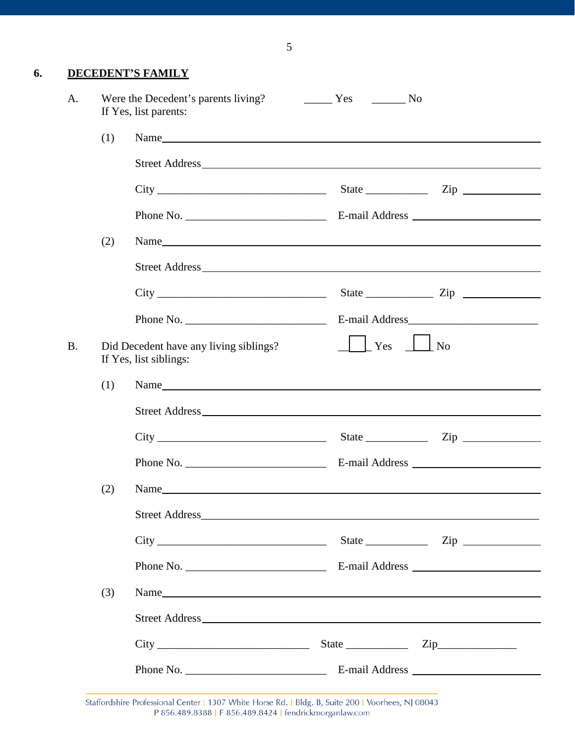## 6. DECEDENT'S FAMILY

A. Were the Decedent's parents living? _____ Yes ______ No
If Yes, list parents:

(1) Name________________________________________________

Street Address________________________________________________

City ______________________________ State ___________ Zip _____________

Phone No. _________________________ E-mail Address _______________________

(2) Name________________________________________________

Street Address________________________________________________

City ______________________________ State ____________ Zip _____________

Phone No. _________________________ E-mail Address_______________________

B. Did Decedent have any living siblings? ☐ Yes ☐ No
If Yes, list siblings:

(1) Name________________________________________________

Street Address________________________________________________

City ______________________________ State ___________ Zip _____________

Phone No. _________________________ E-mail Address _______________________

(2) Name________________________________________________

Street Address________________________________________________

City ______________________________ State ___________ Zip _____________

Phone No. _________________________ E-mail Address _______________________

(3) Name________________________________________________

Street Address________________________________________________

City ___________________________ State ___________ Zip______________

Phone No. _________________________ E-mail Address _______________________

Staffordshire Professional Center | 1307 White Horse Rd. | Bldg. B, Suite 200 | Voorhees, NJ 08043
P 856.489.8388 | F 856.489.8424 | fendrickmorganlaw.com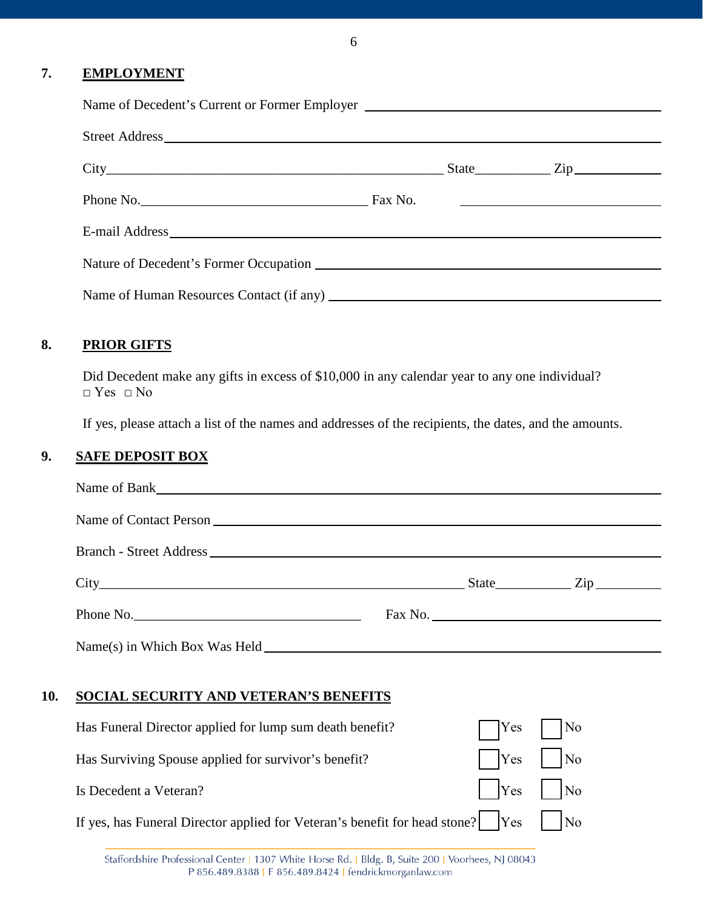## 7. EMPLOYMENT

Name of Decedent's Current or Former Employer \_\_\_\_\_\_\_\_\_\_\_\_\_\_\_\_\_\_\_\_\_\_\_\_\_\_\_\_\_\_\_\_\_\_\_\_\_\_\_\_\_\_\_\_

Street Address\_\_\_\_\_\_\_\_\_\_\_\_\_\_\_\_\_\_\_\_\_\_\_\_\_\_\_\_\_\_\_\_\_\_\_\_\_\_\_\_\_\_\_\_\_\_\_\_\_\_\_\_\_\_\_\_\_\_\_\_\_\_\_\_\_\_\_\_\_\_

City\_\_\_\_\_\_\_\_\_\_\_\_\_\_\_\_\_\_\_\_\_\_\_\_\_\_\_\_\_\_\_\_\_\_\_\_\_\_\_\_\_\_\_\_\_\_\_\_\_\_\_\_ State\_\_\_\_\_\_\_\_\_\_\_ Zip\_\_\_\_\_\_\_\_\_\_\_\_\_

Phone No.\_\_\_\_\_\_\_\_\_\_\_\_\_\_\_\_\_\_\_\_\_\_\_\_\_\_\_\_\_\_\_\_\_\_\_ Fax No. \_\_\_\_\_\_\_\_\_\_\_\_\_\_\_\_\_\_\_\_\_\_\_\_\_\_\_\_\_\_\_\_\_\_

E-mail Address\_\_\_\_\_\_\_\_\_\_\_\_\_\_\_\_\_\_\_\_\_\_\_\_\_\_\_\_\_\_\_\_\_\_\_\_\_\_\_\_\_\_\_\_\_\_\_\_\_\_\_\_\_\_\_\_\_\_\_\_\_\_\_\_\_\_\_\_\_\_

Nature of Decedent's Former Occupation \_\_\_\_\_\_\_\_\_\_\_\_\_\_\_\_\_\_\_\_\_\_\_\_\_\_\_\_\_\_\_\_\_\_\_\_\_\_\_\_\_\_\_\_\_\_\_\_\_\_

Name of Human Resources Contact (if any) \_\_\_\_\_\_\_\_\_\_\_\_\_\_\_\_\_\_\_\_\_\_\_\_\_\_\_\_\_\_\_\_\_\_\_\_\_\_\_\_\_\_\_\_\_\_\_\_

## 8. PRIOR GIFTS

Did Decedent make any gifts in excess of $10,000 in any calendar year to any one individual?
□ Yes □ No

If yes, please attach a list of the names and addresses of the recipients, the dates, and the amounts.

## 9. SAFE DEPOSIT BOX

Name of Bank\_\_\_\_\_\_\_\_\_\_\_\_\_\_\_\_\_\_\_\_\_\_\_\_\_\_\_\_\_\_\_\_\_\_\_\_\_\_\_\_\_\_\_\_\_\_\_\_\_\_\_\_\_\_\_\_\_\_\_\_\_\_\_\_\_\_\_\_\_\_\_\_\_

Name of Contact Person \_\_\_\_\_\_\_\_\_\_\_\_\_\_\_\_\_\_\_\_\_\_\_\_\_\_\_\_\_\_\_\_\_\_\_\_\_\_\_\_\_\_\_\_\_\_\_\_\_\_\_\_\_\_\_\_\_\_\_\_\_\_\_

Branch - Street Address \_\_\_\_\_\_\_\_\_\_\_\_\_\_\_\_\_\_\_\_\_\_\_\_\_\_\_\_\_\_\_\_\_\_\_\_\_\_\_\_\_\_\_\_\_\_\_\_\_\_\_\_\_\_\_\_\_\_\_\_\_\_\_

City\_\_\_\_\_\_\_\_\_\_\_\_\_\_\_\_\_\_\_\_\_\_\_\_\_\_\_\_\_\_\_\_\_\_\_\_\_\_\_\_\_\_\_\_\_\_\_\_\_\_\_\_\_\_\_\_\_ State\_\_\_\_\_\_\_\_\_\_\_ Zip\_\_\_\_\_\_\_\_\_\_

Phone No.\_\_\_\_\_\_\_\_\_\_\_\_\_\_\_\_\_\_\_\_\_\_\_\_\_\_\_\_\_\_\_\_\_\_\_ Fax No. \_\_\_\_\_\_\_\_\_\_\_\_\_\_\_\_\_\_\_\_\_\_\_\_\_\_\_\_\_\_\_\_\_\_

Name(s) in Which Box Was Held \_\_\_\_\_\_\_\_\_\_\_\_\_\_\_\_\_\_\_\_\_\_\_\_\_\_\_\_\_\_\_\_\_\_\_\_\_\_\_\_\_\_\_\_\_\_\_\_\_\_\_\_\_\_\_\_\_\_

## 10. SOCIAL SECURITY AND VETERAN'S BENEFITS

Has Funeral Director applied for lump sum death benefit? ☐ Yes ☐ No

Has Surviving Spouse applied for survivor's benefit? ☐ Yes ☐ No

Is Decedent a Veteran? ☐ Yes ☐ No

If yes, has Funeral Director applied for Veteran's benefit for head stone? ☐ Yes ☐ No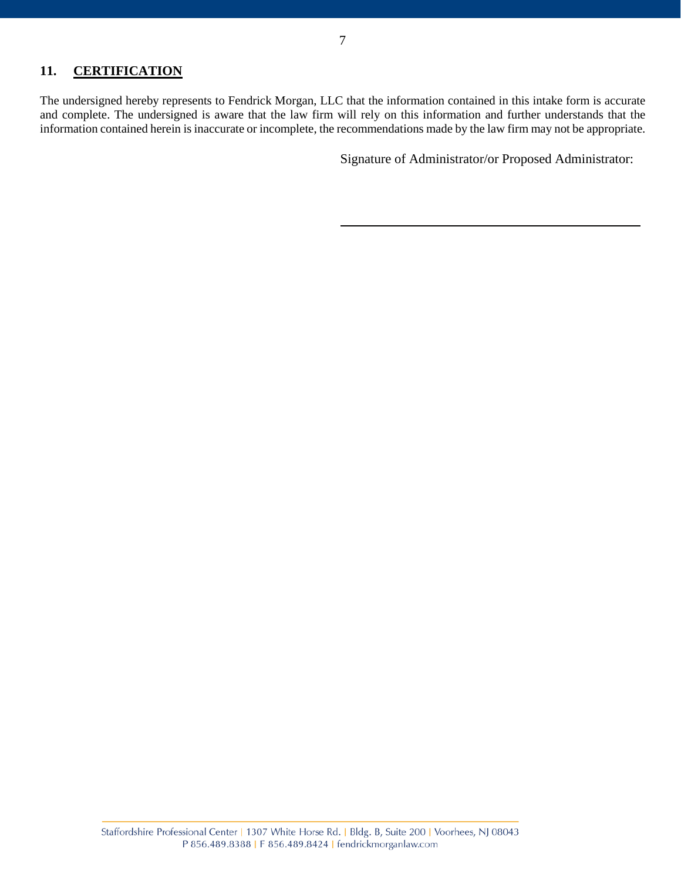## 11. CERTIFICATION

The undersigned hereby represents to Fendrick Morgan, LLC that the information contained in this intake form is accurate and complete. The undersigned is aware that the law firm will rely on this information and further understands that the information contained herein is inaccurate or incomplete, the recommendations made by the law firm may not be appropriate.

Signature of Administrator/or Proposed Administrator:

\_\_\_\_\_\_\_\_\_\_\_\_\_\_\_\_\_\_\_\_\_\_\_\_\_\_\_\_\_\_\_\_\_\_\_\_\_\_\_\_